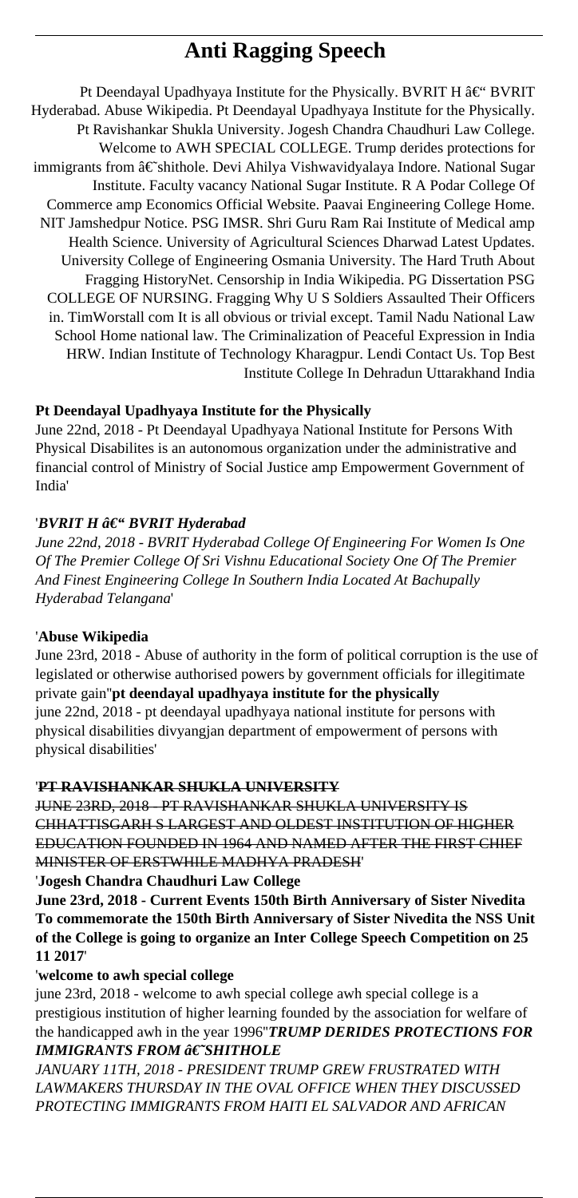# Anti Ragging Speech

Pt Deendayal Upadhyaya Institute for the Physically. BVRIT H â€" BVRIT Hyderabad. Abuse Wikipedia. Pt Deendayal Upadhyaya Institute for the Physically. Pt Ravishankar Shukla University. Jogesh Chandra Chaudhuri Law College. Welcome to AWH SPECIAL COLLEGE. Trump derides protections for immigrants from â€˜shithole. Devi Ahilya Vishwavidyalaya Indore. National Sugar Institute. Faculty vacancy National Sugar Institute. R A Podar College Of Commerce amp Economics Official Website. Paavai Engineering College Home. NIT Jamshedpur Notice. PSG IMSR. Shri Guru Ram Rai Institute of Medical amp Health Science. University of Agricultural Sciences Dharwad Latest Updates. University College of Engineering Osmania University. The Hard Truth About Fragging HistoryNet. Censorship in India Wikipedia. PG Dissertation PSG COLLEGE OF NURSING. Fragging Why U S Soldiers Assaulted Their Officers in. TimWorstall com It is all obvious or trivial except. Tamil Nadu National Law School Home national law. The Criminalization of Peaceful Expression in India HRW. Indian Institute of Technology Kharagpur. Lendi Contact Us. Top Best Institute College In Dehradun Uttarakhand India

**Pt Deendayal Upadhyaya Institute for the Physically**

June 22nd, 2018 - Pt Deendayal Upadhyaya National Institute for Persons With Physical Disabilites is an autonomous organization under the administrative and financial control of Ministry of Social Justice amp Empowerment Government of India'

'***BVRIT H â€" BVRIT Hyderabad***

*June 22nd, 2018 - BVRIT Hyderabad College Of Engineering For Women Is One Of The Premier College Of Sri Vishnu Educational Society One Of The Premier And Finest Engineering College In Southern India Located At Bachupally Hyderabad Telangana*'

'**Abuse Wikipedia**

June 23rd, 2018 - Abuse of authority in the form of political corruption is the use of legislated or otherwise authorised powers by government officials for illegitimate private gain''**pt deendayal upadhyaya institute for the physically**

june 22nd, 2018 - pt deendayal upadhyaya national institute for persons with physical disabilities divyangjan department of empowerment of persons with physical disabilities'

'**PT RAVISHANKAR SHUKLA UNIVERSITY**

JUNE 23RD, 2018 - PT RAVISHANKAR SHUKLA UNIVERSITY IS CHHATTISGARH S LARGEST AND OLDEST INSTITUTION OF HIGHER EDUCATION FOUNDED IN 1964 AND NAMED AFTER THE FIRST CHIEF MINISTER OF ERSTWHILE MADHYA PRADESH'

'**Jogesh Chandra Chaudhuri Law College**

**June 23rd, 2018 - Current Events 150th Birth Anniversary of Sister Nivedita To commemorate the 150th Birth Anniversary of Sister Nivedita the NSS Unit of the College is going to organize an Inter College Speech Competition on 25 11 2017**'

'**welcome to awh special college**

june 23rd, 2018 - welcome to awh special college awh special college is a prestigious institution of higher learning founded by the association for welfare of the handicapped awh in the year 1996''***TRUMP DERIDES PROTECTIONS FOR IMMIGRANTS FROM â€˜SHITHOLE***

*JANUARY 11TH, 2018 - PRESIDENT TRUMP GREW FRUSTRATED WITH LAWMAKERS THURSDAY IN THE OVAL OFFICE WHEN THEY DISCUSSED PROTECTING IMMIGRANTS FROM HAITI EL SALVADOR AND AFRICAN*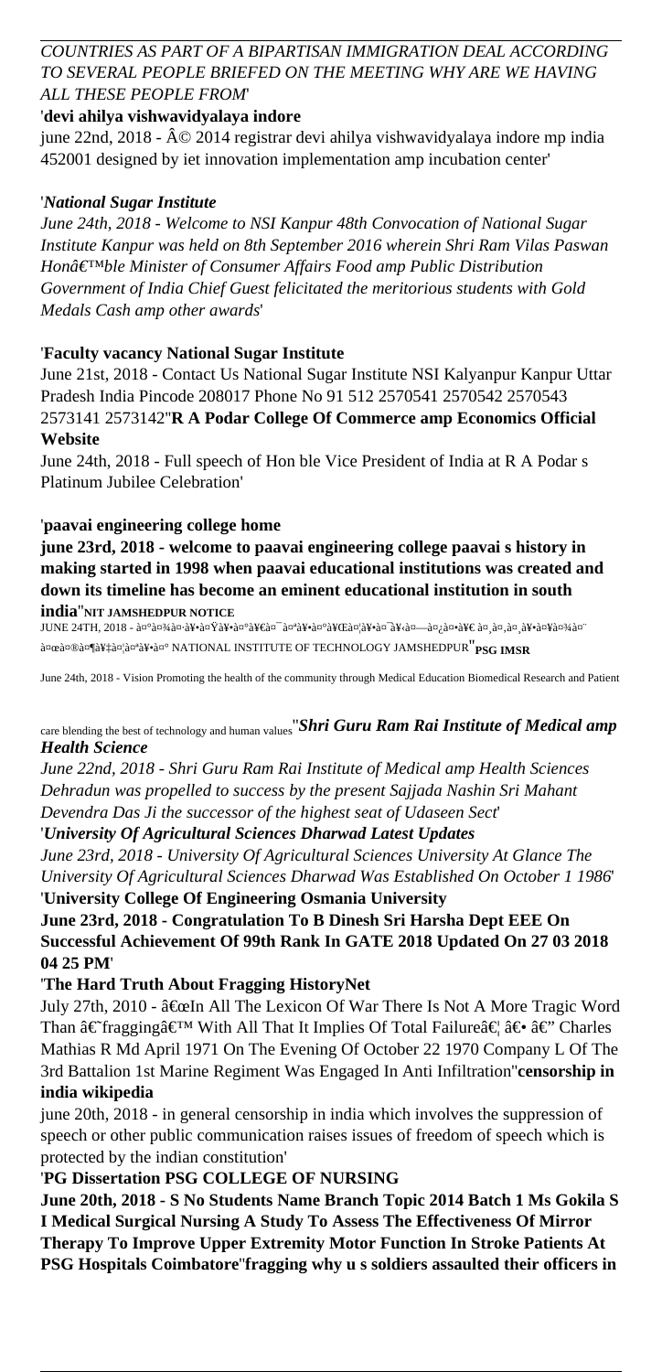*COUNTRIES AS PART OF A BIPARTISAN IMMIGRATION DEAL ACCORDING TO SEVERAL PEOPLE BRIEFED ON THE MEETING WHY ARE WE HAVING ALL THESE PEOPLE FROM*'

'**devi ahilya vishwavidyalaya indore**

june 22nd, 2018 - Â© 2014 registrar devi ahilya vishwavidyalaya indore mp india 452001 designed by iet innovation implementation amp incubation center'

'*National Sugar Institute*

*June 24th, 2018 - Welcome to NSI Kanpur 48th Convocation of National Sugar Institute Kanpur was held on 8th September 2016 wherein Shri Ram Vilas Paswan Honâ€™ble Minister of Consumer Affairs Food amp Public Distribution Government of India Chief Guest felicitated the meritorious students with Gold Medals Cash amp other awards*'

'**Faculty vacancy National Sugar Institute**

June 21st, 2018 - Contact Us National Sugar Institute NSI Kalyanpur Kanpur Uttar Pradesh India Pincode 208017 Phone No 91 512 2570541 2570542 2570543 2573141 2573142''**R A Podar College Of Commerce amp Economics Official Website**

June 24th, 2018 - Full speech of Hon ble Vice President of India at R A Podar s Platinum Jubilee Celebration'

'**paavai engineering college home**

**june 23rd, 2018 - welcome to paavai engineering college paavai s history in making started in 1998 when paavai educational institutions was created and down its timeline has become an eminent educational institution in south india**''**NIT JAMSHEDPUR NOTICE**

JUNE 24TH, 2018 - à¤°à¤¾à¤·à¥à¤Ÿà¥à¤°à¥€à¤¯ à¤ªà¥à¤°à¥Œà¤¦à¥à¤¯à¥‹à¤—à¤¿à¤•à¥€ à¤¸à¤‚à¤¸à¥à¤¥à¤¾à¤¨ à¤œà¤®à¤¶à¥‡à¤¦à¤ªà¥à¤° NATIONAL INSTITUTE OF TECHNOLOGY JAMSHEDPUR''**PSG IMSR**

June 24th, 2018 - Vision Promoting the health of the community through Medical Education Biomedical Research and Patient care blending the best of technology and human values''*Shri Guru Ram Rai Institute of Medical amp Health Science*

*June 22nd, 2018 - Shri Guru Ram Rai Institute of Medical amp Health Sciences Dehradun was propelled to success by the present Sajjada Nashin Sri Mahant Devendra Das Ji the successor of the highest seat of Udaseen Sect*'

'*University Of Agricultural Sciences Dharwad Latest Updates*

*June 23rd, 2018 - University Of Agricultural Sciences University At Glance The University Of Agricultural Sciences Dharwad Was Established On October 1 1986*'

'**University College Of Engineering Osmania University**

**June 23rd, 2018 - Congratulation To B Dinesh Sri Harsha Dept EEE On Successful Achievement Of 99th Rank In GATE 2018 Updated On 27 03 2018 04 25 PM**'

'**The Hard Truth About Fragging HistoryNet**

July 27th, 2010 - â€œIn All The Lexicon Of War There Is Not A More Tragic Word Than â€˜fraggingâ€™ With All That It Implies Of Total Failureâ€¦ â€• â€" Charles Mathias R Md April 1971 On The Evening Of October 22 1970 Company L Of The 3rd Battalion 1st Marine Regiment Was Engaged In Anti Infiltration''**censorship in india wikipedia**

june 20th, 2018 - in general censorship in india which involves the suppression of speech or other public communication raises issues of freedom of speech which is protected by the indian constitution'

'**PG Dissertation PSG COLLEGE OF NURSING**

**June 20th, 2018 - S No Students Name Branch Topic 2014 Batch 1 Ms Gokila S I Medical Surgical Nursing A Study To Assess The Effectiveness Of Mirror Therapy To Improve Upper Extremity Motor Function In Stroke Patients At PSG Hospitals Coimbatore**''**fragging why u s soldiers assaulted their officers in**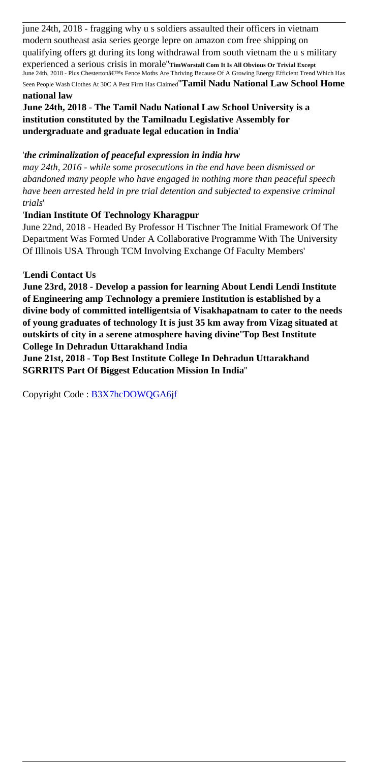june 24th, 2018 - fragging why u s soldiers assaulted their officers in vietnam modern southeast asia series george lepre on amazon com free shipping on qualifying offers gt during its long withdrawal from south vietnam the u s military experienced a serious crisis in morale''**TimWorstall Com It Is All Obvious Or Trivial Except**
June 24th, 2018 - Plus Chesterton’s Fence Moths Are Thriving Because Of A Growing Energy Efficient Trend Which Has Seen People Wash Clothes At 30C A Pest Firm Has Claimed''**Tamil Nadu National Law School Home national law**

**June 24th, 2018 - The Tamil Nadu National Law School University is a institution constituted by the Tamilnadu Legislative Assembly for undergraduate and graduate legal education in India**'

'***the criminalization of peaceful expression in india hrw***

*may 24th, 2016 - while some prosecutions in the end have been dismissed or abandoned many people who have engaged in nothing more than peaceful speech have been arrested held in pre trial detention and subjected to expensive criminal trials*'

'**Indian Institute Of Technology Kharagpur**

June 22nd, 2018 - Headed By Professor H Tischner The Initial Framework Of The Department Was Formed Under A Collaborative Programme With The University Of Illinois USA Through TCM Involving Exchange Of Faculty Members'

'**Lendi Contact Us**

**June 23rd, 2018 - Develop a passion for learning About Lendi Lendi Institute of Engineering amp Technology a premiere Institution is established by a divine body of committed intelligentsia of Visakhapatnam to cater to the needs of young graduates of technology It is just 35 km away from Vizag situated at outskirts of city in a serene atmosphere having divine**''**Top Best Institute College In Dehradun Uttarakhand India**

**June 21st, 2018 - Top Best Institute College In Dehradun Uttarakhand SGRRITS Part Of Biggest Education Mission In India**''

Copyright Code : B3X7hcDOWQGA6jf